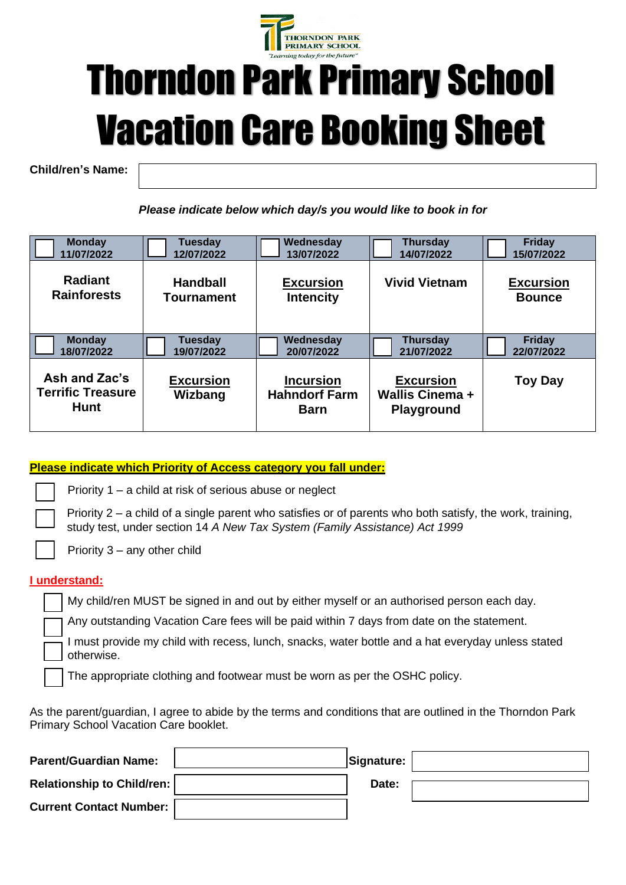THORNDON PARK PRIMARY SCHOOL
"Learning today for the future"

# Thorndon Park Primary School Vacation Care Booking Sheet

**Child/ren's Name:** 

*Please indicate below which day/s you would like to book in for*

| ☐ Monday 11/07/2022 | ☐ Tuesday 12/07/2022 | ☐ Wednesday 13/07/2022 | ☐ Thursday 14/07/2022 | ☐ Friday 15/07/2022 |
|---|---|---|---|---|
| **Radiant Rainforests** | **Handball Tournament** | **Excursion** **Intencity** | **Vivid Vietnam** | **Excursion** **Bounce** |
| ☐ **Monday 18/07/2022** | ☐ **Tuesday 19/07/2022** | ☐ **Wednesday 20/07/2022** | ☐ **Thursday 21/07/2022** | ☐ **Friday 22/07/2022** |
| **Ash and Zac's Terrific Treasure Hunt** | **Excursion** **Wizbang** | **Incursion** **Hahndorf Farm Barn** | **Excursion** **Wallis Cinema + Playground** | **Toy Day** |

**Please indicate which Priority of Access category you fall under:**

- ☐ Priority 1 – a child at risk of serious abuse or neglect
- ☐ Priority 2 – a child of a single parent who satisfies or of parents who both satisfy, the work, training, study test, under section 14 *A New Tax System (Family Assistance) Act 1999*
- ☐ Priority 3 – any other child

**I understand:**

- ☐ My child/ren MUST be signed in and out by either myself or an authorised person each day.
- ☐ Any outstanding Vacation Care fees will be paid within 7 days from date on the statement.
- ☐ I must provide my child with recess, lunch, snacks, water bottle and a hat everyday unless stated otherwise.
- ☐ The appropriate clothing and footwear must be worn as per the OSHC policy.

As the parent/guardian, I agree to abide by the terms and conditions that are outlined in the Thorndon Park Primary School Vacation Care booklet.

**Parent/Guardian Name:** 

**Signature:** 

**Relationship to Child/ren:** 

**Date:** 

**Current Contact Number:**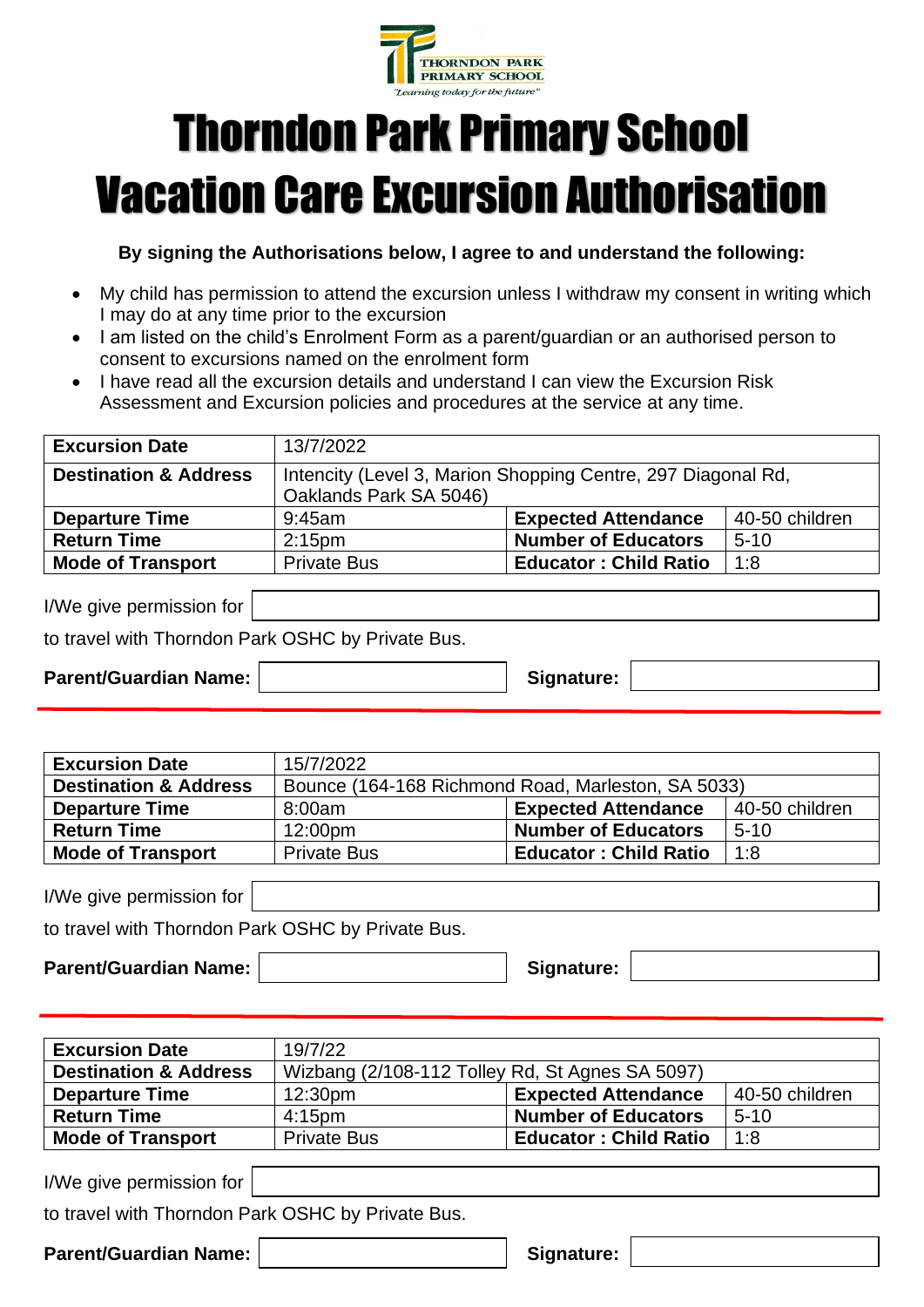# Thorndon Park Primary School

# Vacation Care Excursion Authorisation

**By signing the Authorisations below, I agree to and understand the following:**

- My child has permission to attend the excursion unless I withdraw my consent in writing which I may do at any time prior to the excursion
- I am listed on the child's Enrolment Form as a parent/guardian or an authorised person to consent to excursions named on the enrolment form
- I have read all the excursion details and understand I can view the Excursion Risk Assessment and Excursion policies and procedures at the service at any time.

| **Excursion Date** | 13/7/2022 | | |
|---|---|---|---|
| **Destination & Address** | Intencity (Level 3, Marion Shopping Centre, 297 Diagonal Rd, Oaklands Park SA 5046) | | |
| **Departure Time** | 9:45am | **Expected Attendance** | 40-50 children |
| **Return Time** | 2:15pm | **Number of Educators** | 5-10 |
| **Mode of Transport** | Private Bus | **Educator : Child Ratio** | 1:8 |

I/We give permission for ______________________

to travel with Thorndon Park OSHC by Private Bus.

**Parent/Guardian Name:** ______________ **Signature:** ______________

---

| **Excursion Date** | 15/7/2022 | | |
|---|---|---|---|
| **Destination & Address** | Bounce (164-168 Richmond Road, Marleston, SA 5033) | | |
| **Departure Time** | 8:00am | **Expected Attendance** | 40-50 children |
| **Return Time** | 12:00pm | **Number of Educators** | 5-10 |
| **Mode of Transport** | Private Bus | **Educator : Child Ratio** | 1:8 |

I/We give permission for ______________________

to travel with Thorndon Park OSHC by Private Bus.

**Parent/Guardian Name:** ______________ **Signature:** ______________

---

| **Excursion Date** | 19/7/22 | | |
|---|---|---|---|
| **Destination & Address** | Wizbang (2/108-112 Tolley Rd, St Agnes SA 5097) | | |
| **Departure Time** | 12:30pm | **Expected Attendance** | 40-50 children |
| **Return Time** | 4:15pm | **Number of Educators** | 5-10 |
| **Mode of Transport** | Private Bus | **Educator : Child Ratio** | 1:8 |

I/We give permission for ______________________

to travel with Thorndon Park OSHC by Private Bus.

**Parent/Guardian Name:** ______________ **Signature:** ______________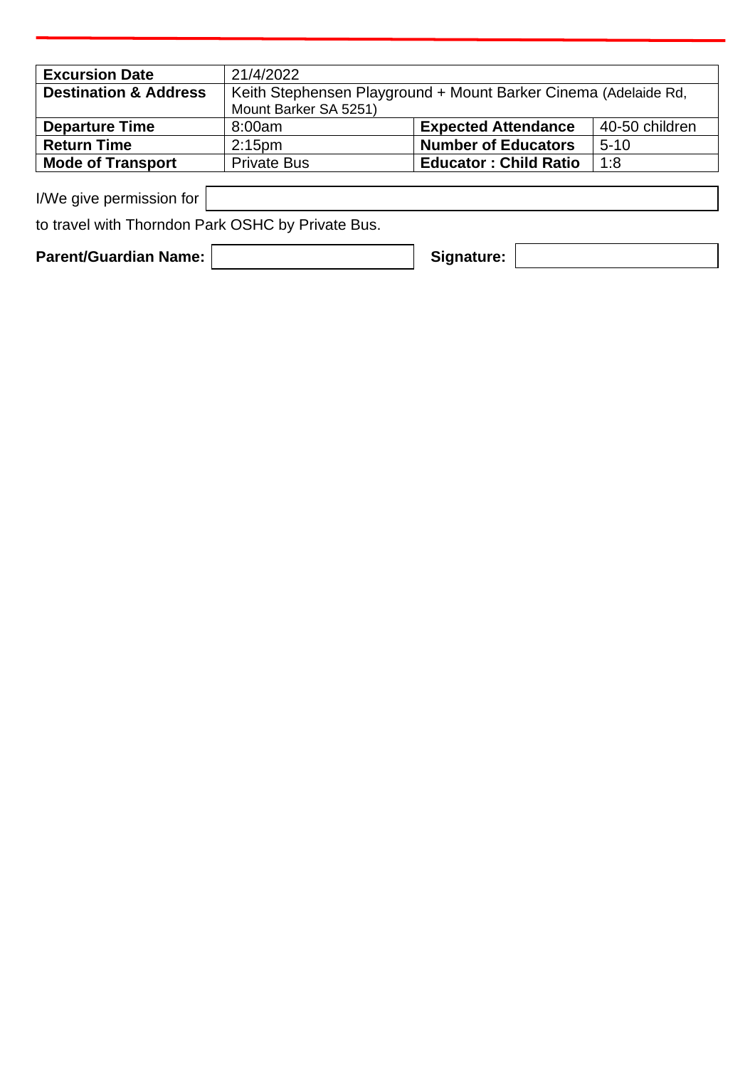| | | | |
|---|---|---|---|
| **Excursion Date** | 21/4/2022 | | |
| **Destination & Address** | Keith Stephensen Playground + Mount Barker Cinema (Adelaide Rd, Mount Barker SA 5251) | | |
| **Departure Time** | 8:00am | **Expected Attendance** | 40-50 children |
| **Return Time** | 2:15pm | **Number of Educators** | 5-10 |
| **Mode of Transport** | Private Bus | **Educator : Child Ratio** | 1:8 |

I/We give permission for ______________________________

to travel with Thorndon Park OSHC by Private Bus.

**Parent/Guardian Name:** ____________________ **Signature:** ____________________